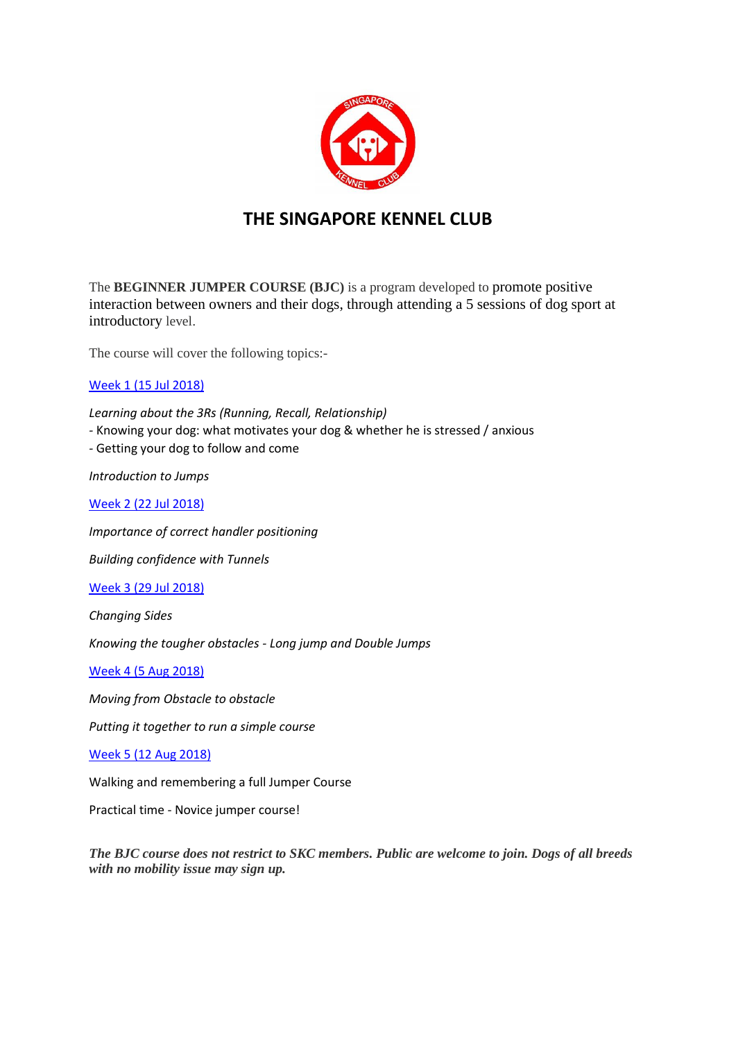# THE SINGAPORE KENNEL CLUB

The **BEGINNER JUMPER COURSE (BJC)** is a program developed to promote positive interaction between owners and their dogs, through attending a 5 sessions of dog sport at introductory level.

The course will cover the following topics:-

Week 1 (15 Jul 2018)

*Learning about the 3Rs (Running, Recall, Relationship)*

- Knowing your dog: what motivates your dog & whether he is stressed / anxious
- Getting your dog to follow and come

*Introduction to Jumps*

Week 2 (22 Jul 2018)

*Importance of correct handler positioning*

*Building confidence with Tunnels*

Week 3 (29 Jul 2018)

*Changing Sides*

*Knowing the tougher obstacles - Long jump and Double Jumps*

Week 4 (5 Aug 2018)

*Moving from Obstacle to obstacle*

*Putting it together to run a simple course*

Week 5 (12 Aug 2018)

Walking and remembering a full Jumper Course

Practical time - Novice jumper course!

***The BJC course does not restrict to SKC members. Public are welcome to join. Dogs of all breeds with no mobility issue may sign up.***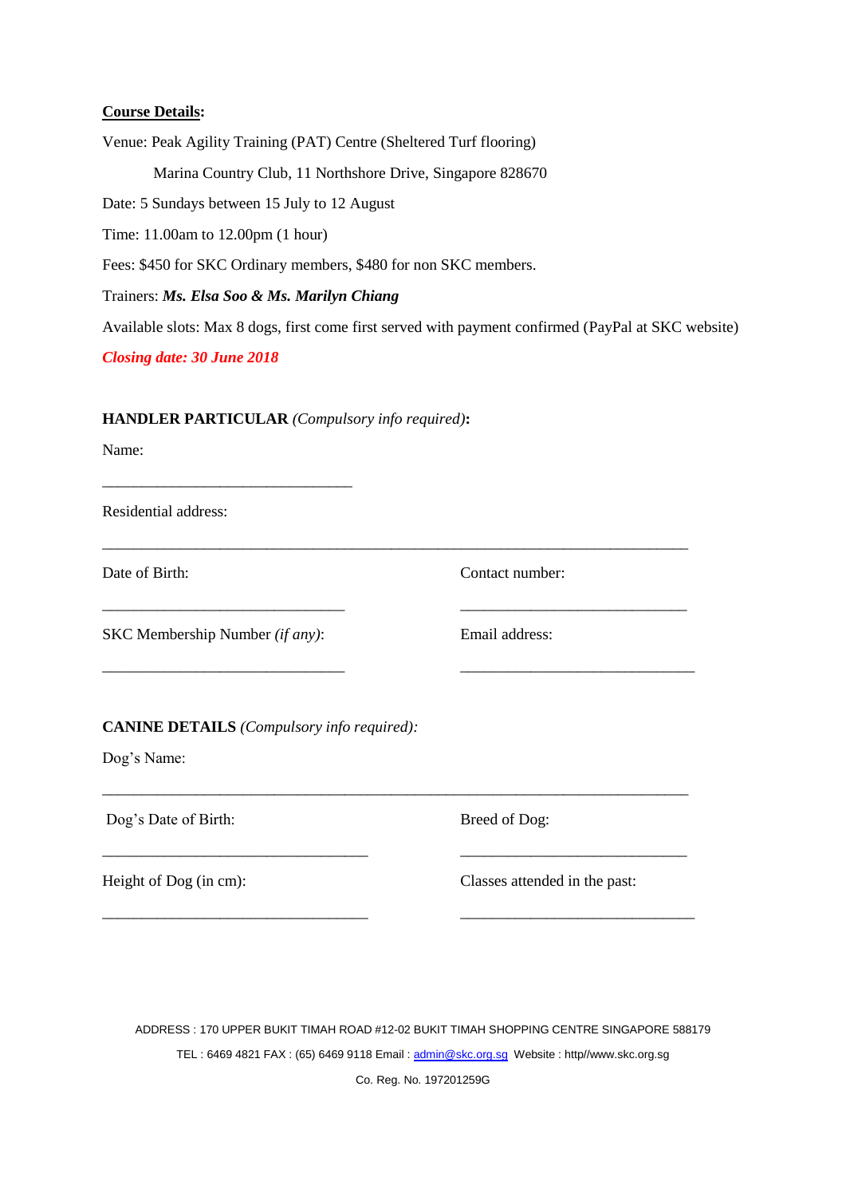**<u>Course Details</u>:**

Venue: Peak Agility Training (PAT) Centre (Sheltered Turf flooring)

Marina Country Club, 11 Northshore Drive, Singapore 828670

Date: 5 Sundays between 15 July to 12 August

Time: 11.00am to 12.00pm (1 hour)

Fees: $450 for SKC Ordinary members, $480 for non SKC members.

Trainers: ***Ms. Elsa Soo & Ms. Marilyn Chiang***

Available slots: Max 8 dogs, first come first served with payment confirmed (PayPal at SKC website)

***Closing date: 30 June 2018***

**HANDLER PARTICULAR** *(Compulsory info required)***:**

Name:

_______________________________

Residential address:

_________________________________________________________________________

Date of Birth: ______________________________

Contact number: ____________________________

SKC Membership Number *(if any)*: ______________________________

Email address: _____________________________

**CANINE DETAILS** *(Compulsory info required):*

Dog's Name:

_________________________________________________________________________

Dog's Date of Birth: _________________________________

Breed of Dog: ____________________________

Height of Dog (in cm): _________________________________

Classes attended in the past: _____________________________

ADDRESS : 170 UPPER BUKIT TIMAH ROAD #12-02 BUKIT TIMAH SHOPPING CENTRE SINGAPORE 588179

TEL : 6469 4821 FAX : (65) 6469 9118 Email : admin@skc.org.sg Website : http//www.skc.org.sg

Co. Reg. No. 197201259G